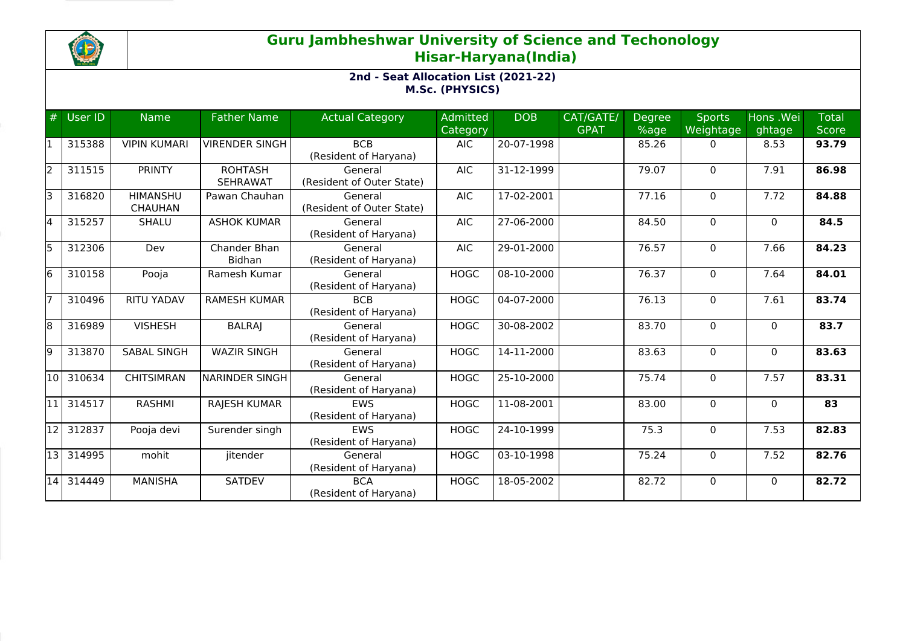# Guru Jambheshwar University of Science and Techonology
## Hisar-Haryana(India)

### 2nd - Seat Allocation List (2021-22)
### M.Sc. (PHYSICS)

| # | User ID | Name | Father Name | Actual Category | Admitted Category | DOB | CAT/GATE/ GPAT | Degree %age | Sports Weightage | Hons .Weightage | Total Score |
|---|---|---|---|---|---|---|---|---|---|---|---|
| 1 | 315388 | VIPIN KUMARI | VIRENDER SINGH | BCB (Resident of Haryana) | AIC | 20-07-1998 | | 85.26 | 0 | 8.53 | **93.79** |
| 2 | 311515 | PRINTY | ROHTASH SEHRAWAT | General (Resident of Outer State) | AIC | 31-12-1999 | | 79.07 | 0 | 7.91 | **86.98** |
| 3 | 316820 | HIMANSHU CHAUHAN | Pawan Chauhan | General (Resident of Outer State) | AIC | 17-02-2001 | | 77.16 | 0 | 7.72 | **84.88** |
| 4 | 315257 | SHALU | ASHOK KUMAR | General (Resident of Haryana) | AIC | 27-06-2000 | | 84.50 | 0 | 0 | **84.5** |
| 5 | 312306 | Dev | Chander Bhan Bidhan | General (Resident of Haryana) | AIC | 29-01-2000 | | 76.57 | 0 | 7.66 | **84.23** |
| 6 | 310158 | Pooja | Ramesh Kumar | General (Resident of Haryana) | HOGC | 08-10-2000 | | 76.37 | 0 | 7.64 | **84.01** |
| 7 | 310496 | RITU YADAV | RAMESH KUMAR | BCB (Resident of Haryana) | HOGC | 04-07-2000 | | 76.13 | 0 | 7.61 | **83.74** |
| 8 | 316989 | VISHESH | BALRAJ | General (Resident of Haryana) | HOGC | 30-08-2002 | | 83.70 | 0 | 0 | **83.7** |
| 9 | 313870 | SABAL SINGH | WAZIR SINGH | General (Resident of Haryana) | HOGC | 14-11-2000 | | 83.63 | 0 | 0 | **83.63** |
| 10 | 310634 | CHITSIMRAN | NARINDER SINGH | General (Resident of Haryana) | HOGC | 25-10-2000 | | 75.74 | 0 | 7.57 | **83.31** |
| 11 | 314517 | RASHMI | RAJESH KUMAR | EWS (Resident of Haryana) | HOGC | 11-08-2001 | | 83.00 | 0 | 0 | **83** |
| 12 | 312837 | Pooja devi | Surender singh | EWS (Resident of Haryana) | HOGC | 24-10-1999 | | 75.3 | 0 | 7.53 | **82.83** |
| 13 | 314995 | mohit | jitender | General (Resident of Haryana) | HOGC | 03-10-1998 | | 75.24 | 0 | 7.52 | **82.76** |
| 14 | 314449 | MANISHA | SATDEV | BCA (Resident of Haryana) | HOGC | 18-05-2002 | | 82.72 | 0 | 0 | **82.72** |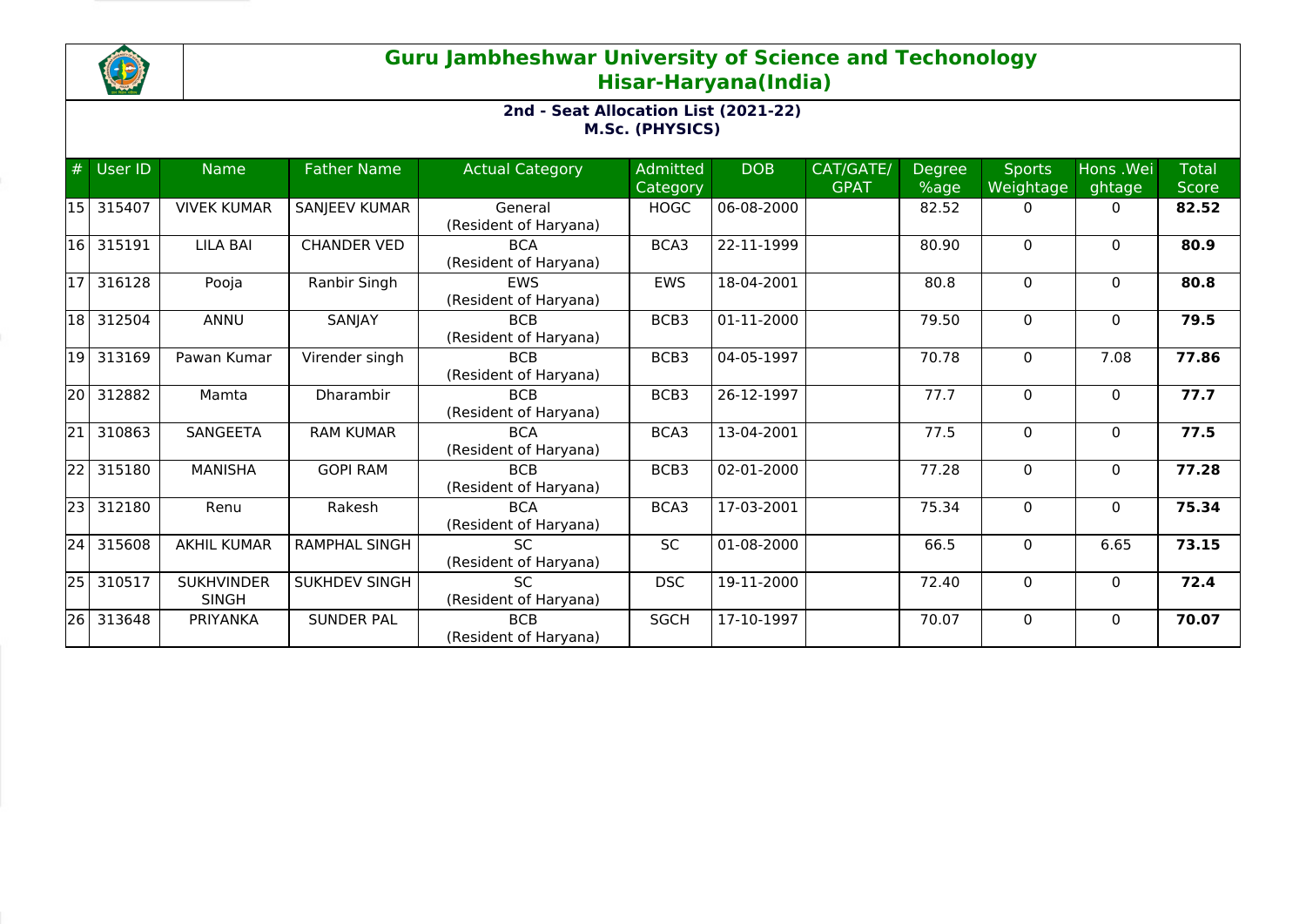# Guru Jambheshwar University of Science and Techonology
## Hisar-Haryana(India)

### 2nd - Seat Allocation List (2021-22)
### M.Sc. (PHYSICS)

| # | User ID | Name | Father Name | Actual Category | Admitted Category | DOB | CAT/GATE/ GPAT | Degree %age | Sports Weightage | Hons .Weightage | Total Score |
|---|---|---|---|---|---|---|---|---|---|---|---|
| 15 | 315407 | VIVEK KUMAR | SANJEEV KUMAR | General (Resident of Haryana) | HOGC | 06-08-2000 | | 82.52 | 0 | 0 | **82.52** |
| 16 | 315191 | LILA BAI | CHANDER VED | BCA (Resident of Haryana) | BCA3 | 22-11-1999 | | 80.90 | 0 | 0 | **80.9** |
| 17 | 316128 | Pooja | Ranbir Singh | EWS (Resident of Haryana) | EWS | 18-04-2001 | | 80.8 | 0 | 0 | **80.8** |
| 18 | 312504 | ANNU | SANJAY | BCB (Resident of Haryana) | BCB3 | 01-11-2000 | | 79.50 | 0 | 0 | **79.5** |
| 19 | 313169 | Pawan Kumar | Virender singh | BCB (Resident of Haryana) | BCB3 | 04-05-1997 | | 70.78 | 0 | 7.08 | **77.86** |
| 20 | 312882 | Mamta | Dharambir | BCB (Resident of Haryana) | BCB3 | 26-12-1997 | | 77.7 | 0 | 0 | **77.7** |
| 21 | 310863 | SANGEETA | RAM KUMAR | BCA (Resident of Haryana) | BCA3 | 13-04-2001 | | 77.5 | 0 | 0 | **77.5** |
| 22 | 315180 | MANISHA | GOPI RAM | BCB (Resident of Haryana) | BCB3 | 02-01-2000 | | 77.28 | 0 | 0 | **77.28** |
| 23 | 312180 | Renu | Rakesh | BCA (Resident of Haryana) | BCA3 | 17-03-2001 | | 75.34 | 0 | 0 | **75.34** |
| 24 | 315608 | AKHIL KUMAR | RAMPHAL SINGH | SC (Resident of Haryana) | SC | 01-08-2000 | | 66.5 | 0 | 6.65 | **73.15** |
| 25 | 310517 | SUKHVINDER SINGH | SUKHDEV SINGH | SC (Resident of Haryana) | DSC | 19-11-2000 | | 72.40 | 0 | 0 | **72.4** |
| 26 | 313648 | PRIYANKA | SUNDER PAL | BCB (Resident of Haryana) | SGCH | 17-10-1997 | | 70.07 | 0 | 0 | **70.07** |